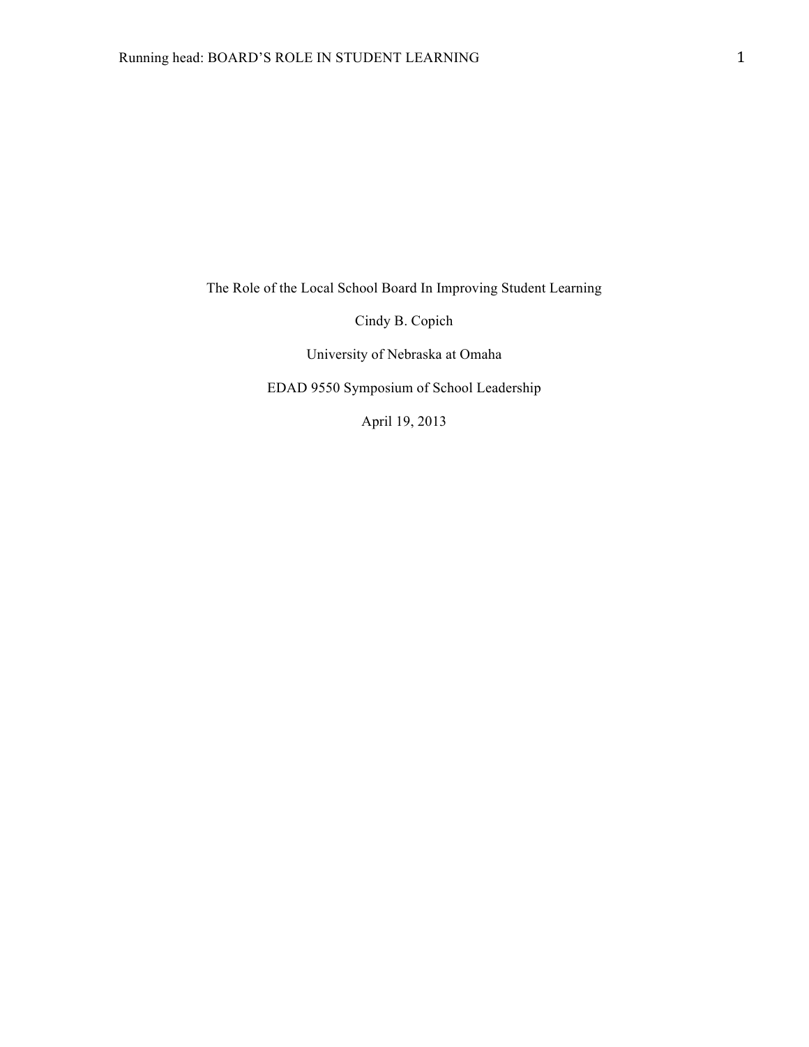# The Role of the Local School Board In Improving Student Learning

Cindy B. Copich

University of Nebraska at Omaha

EDAD 9550 Symposium of School Leadership

April 19, 2013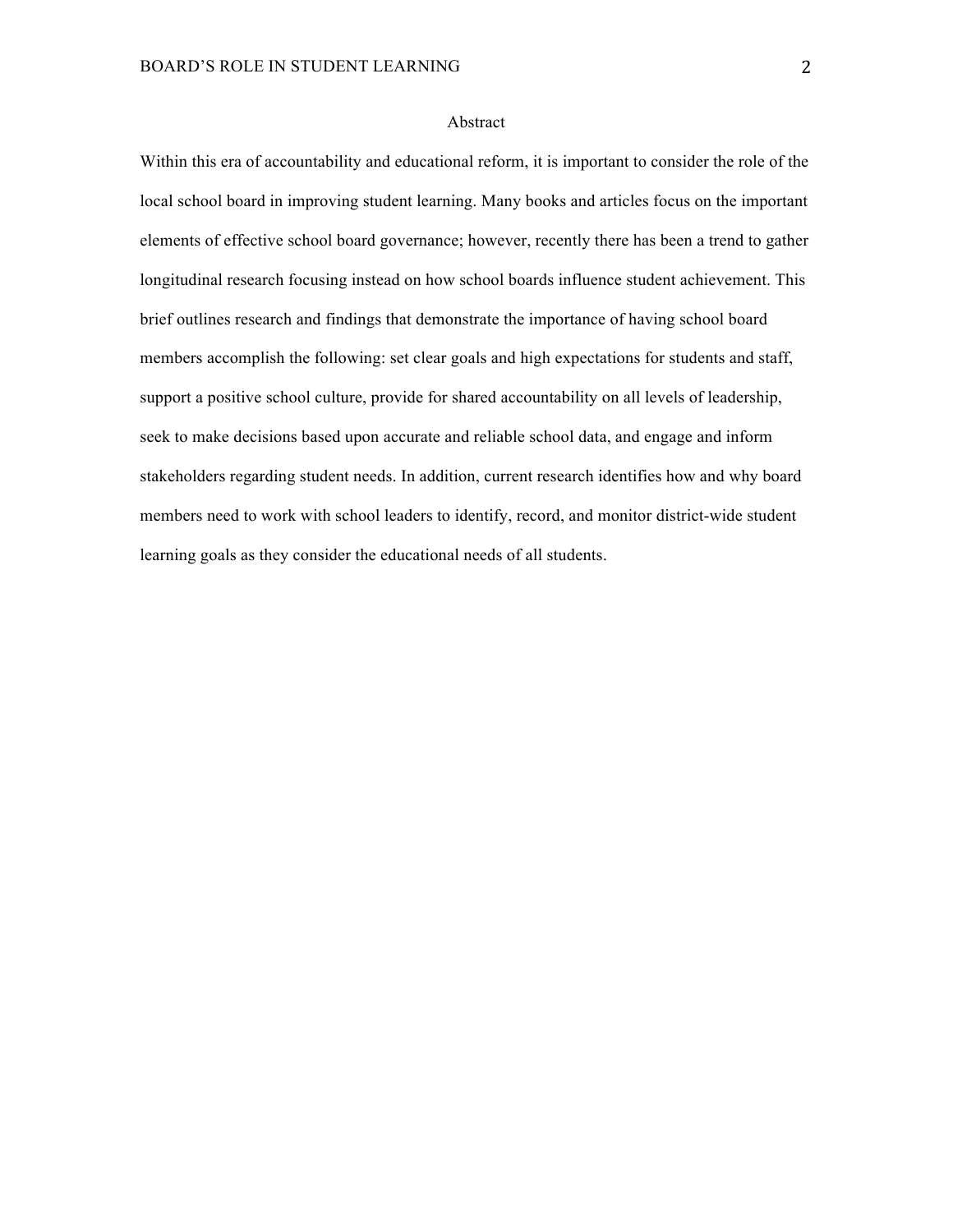# Abstract

Within this era of accountability and educational reform, it is important to consider the role of the local school board in improving student learning. Many books and articles focus on the important elements of effective school board governance; however, recently there has been a trend to gather longitudinal research focusing instead on how school boards influence student achievement. This brief outlines research and findings that demonstrate the importance of having school board members accomplish the following: set clear goals and high expectations for students and staff, support a positive school culture, provide for shared accountability on all levels of leadership, seek to make decisions based upon accurate and reliable school data, and engage and inform stakeholders regarding student needs. In addition, current research identifies how and why board members need to work with school leaders to identify, record, and monitor district-wide student learning goals as they consider the educational needs of all students.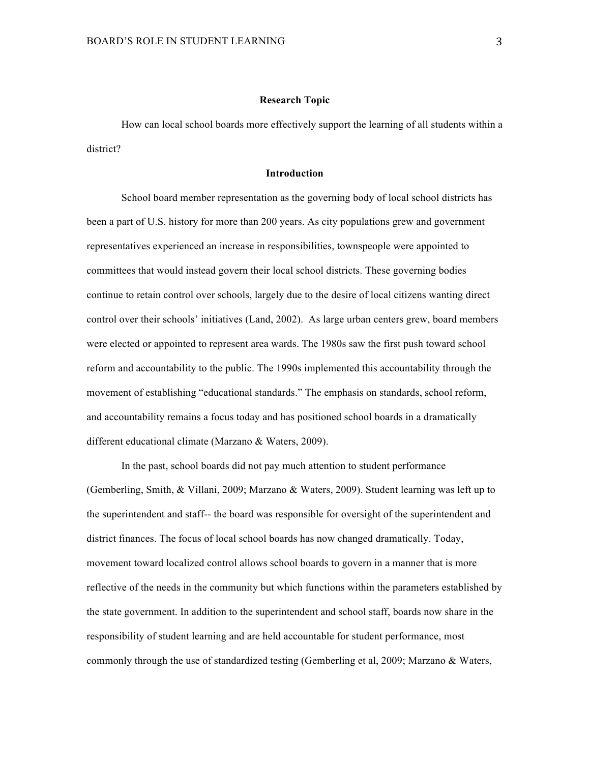**Research Topic**

How can local school boards more effectively support the learning of all students within a district?

**Introduction**

School board member representation as the governing body of local school districts has been a part of U.S. history for more than 200 years. As city populations grew and government representatives experienced an increase in responsibilities, townspeople were appointed to committees that would instead govern their local school districts. These governing bodies continue to retain control over schools, largely due to the desire of local citizens wanting direct control over their schools' initiatives (Land, 2002). As large urban centers grew, board members were elected or appointed to represent area wards. The 1980s saw the first push toward school reform and accountability to the public. The 1990s implemented this accountability through the movement of establishing "educational standards." The emphasis on standards, school reform, and accountability remains a focus today and has positioned school boards in a dramatically different educational climate (Marzano & Waters, 2009).

In the past, school boards did not pay much attention to student performance (Gemberling, Smith, & Villani, 2009; Marzano & Waters, 2009). Student learning was left up to the superintendent and staff-- the board was responsible for oversight of the superintendent and district finances. The focus of local school boards has now changed dramatically. Today, movement toward localized control allows school boards to govern in a manner that is more reflective of the needs in the community but which functions within the parameters established by the state government. In addition to the superintendent and school staff, boards now share in the responsibility of student learning and are held accountable for student performance, most commonly through the use of standardized testing (Gemberling et al, 2009; Marzano & Waters,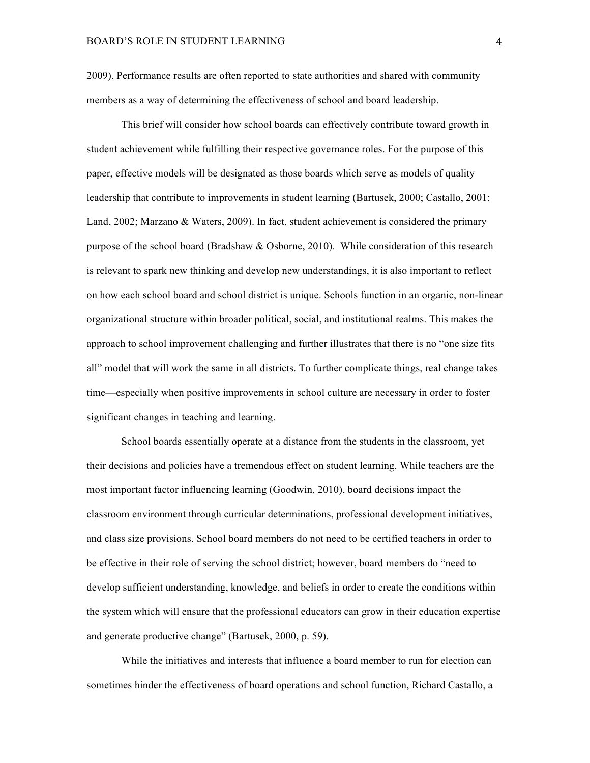2009). Performance results are often reported to state authorities and shared with community members as a way of determining the effectiveness of school and board leadership.

This brief will consider how school boards can effectively contribute toward growth in student achievement while fulfilling their respective governance roles. For the purpose of this paper, effective models will be designated as those boards which serve as models of quality leadership that contribute to improvements in student learning (Bartusek, 2000; Castallo, 2001; Land, 2002; Marzano & Waters, 2009). In fact, student achievement is considered the primary purpose of the school board (Bradshaw & Osborne, 2010). While consideration of this research is relevant to spark new thinking and develop new understandings, it is also important to reflect on how each school board and school district is unique. Schools function in an organic, non-linear organizational structure within broader political, social, and institutional realms. This makes the approach to school improvement challenging and further illustrates that there is no "one size fits all" model that will work the same in all districts. To further complicate things, real change takes time—especially when positive improvements in school culture are necessary in order to foster significant changes in teaching and learning.

School boards essentially operate at a distance from the students in the classroom, yet their decisions and policies have a tremendous effect on student learning. While teachers are the most important factor influencing learning (Goodwin, 2010), board decisions impact the classroom environment through curricular determinations, professional development initiatives, and class size provisions. School board members do not need to be certified teachers in order to be effective in their role of serving the school district; however, board members do "need to develop sufficient understanding, knowledge, and beliefs in order to create the conditions within the system which will ensure that the professional educators can grow in their education expertise and generate productive change" (Bartusek, 2000, p. 59).

While the initiatives and interests that influence a board member to run for election can sometimes hinder the effectiveness of board operations and school function, Richard Castallo, a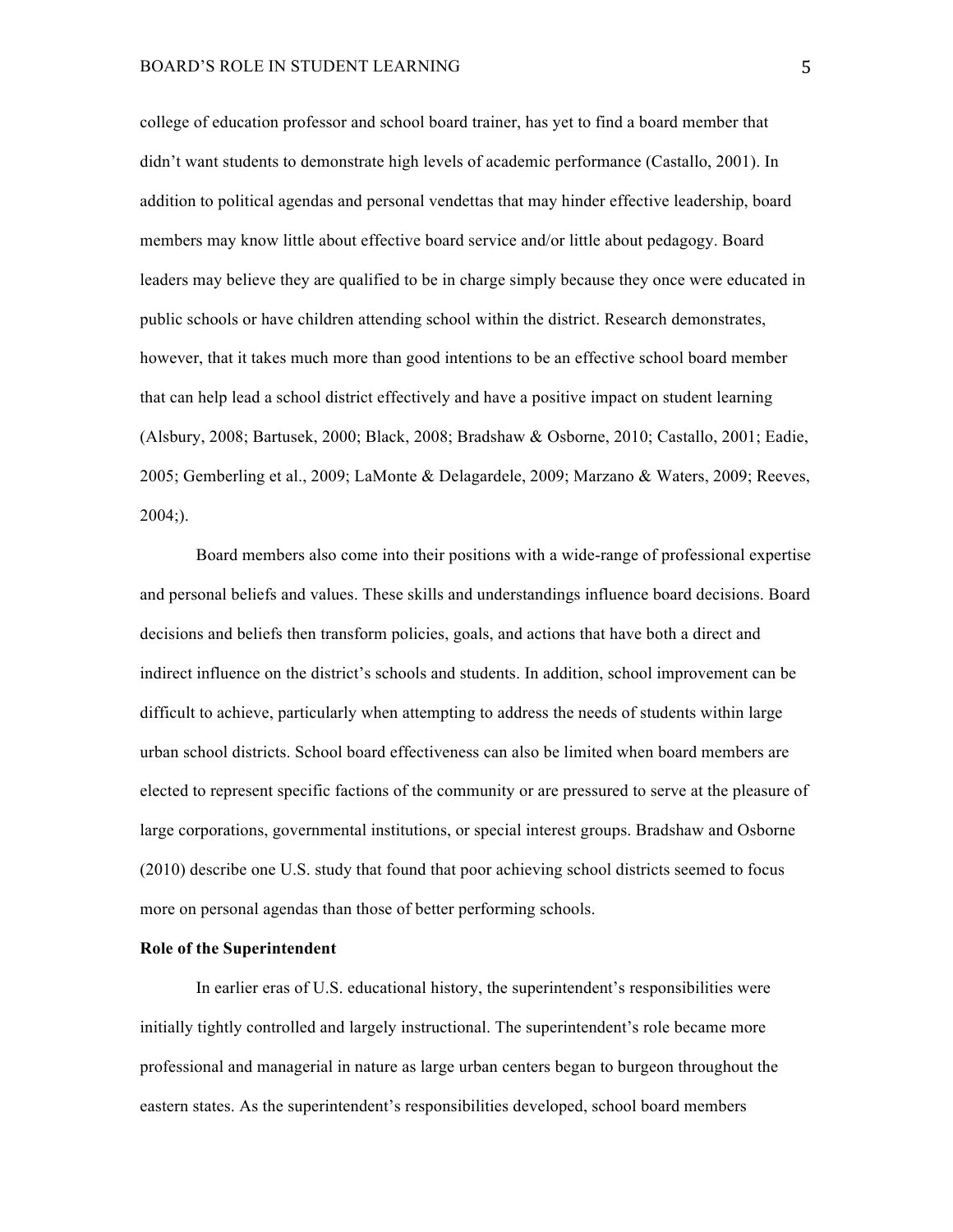college of education professor and school board trainer, has yet to find a board member that didn't want students to demonstrate high levels of academic performance (Castallo, 2001). In addition to political agendas and personal vendettas that may hinder effective leadership, board members may know little about effective board service and/or little about pedagogy. Board leaders may believe they are qualified to be in charge simply because they once were educated in public schools or have children attending school within the district. Research demonstrates, however, that it takes much more than good intentions to be an effective school board member that can help lead a school district effectively and have a positive impact on student learning (Alsbury, 2008; Bartusek, 2000; Black, 2008; Bradshaw & Osborne, 2010; Castallo, 2001; Eadie, 2005; Gemberling et al., 2009; LaMonte & Delagardele, 2009; Marzano & Waters, 2009; Reeves, 2004;).

Board members also come into their positions with a wide-range of professional expertise and personal beliefs and values. These skills and understandings influence board decisions. Board decisions and beliefs then transform policies, goals, and actions that have both a direct and indirect influence on the district's schools and students. In addition, school improvement can be difficult to achieve, particularly when attempting to address the needs of students within large urban school districts. School board effectiveness can also be limited when board members are elected to represent specific factions of the community or are pressured to serve at the pleasure of large corporations, governmental institutions, or special interest groups. Bradshaw and Osborne (2010) describe one U.S. study that found that poor achieving school districts seemed to focus more on personal agendas than those of better performing schools.

**Role of the Superintendent**

In earlier eras of U.S. educational history, the superintendent's responsibilities were initially tightly controlled and largely instructional. The superintendent's role became more professional and managerial in nature as large urban centers began to burgeon throughout the eastern states. As the superintendent's responsibilities developed, school board members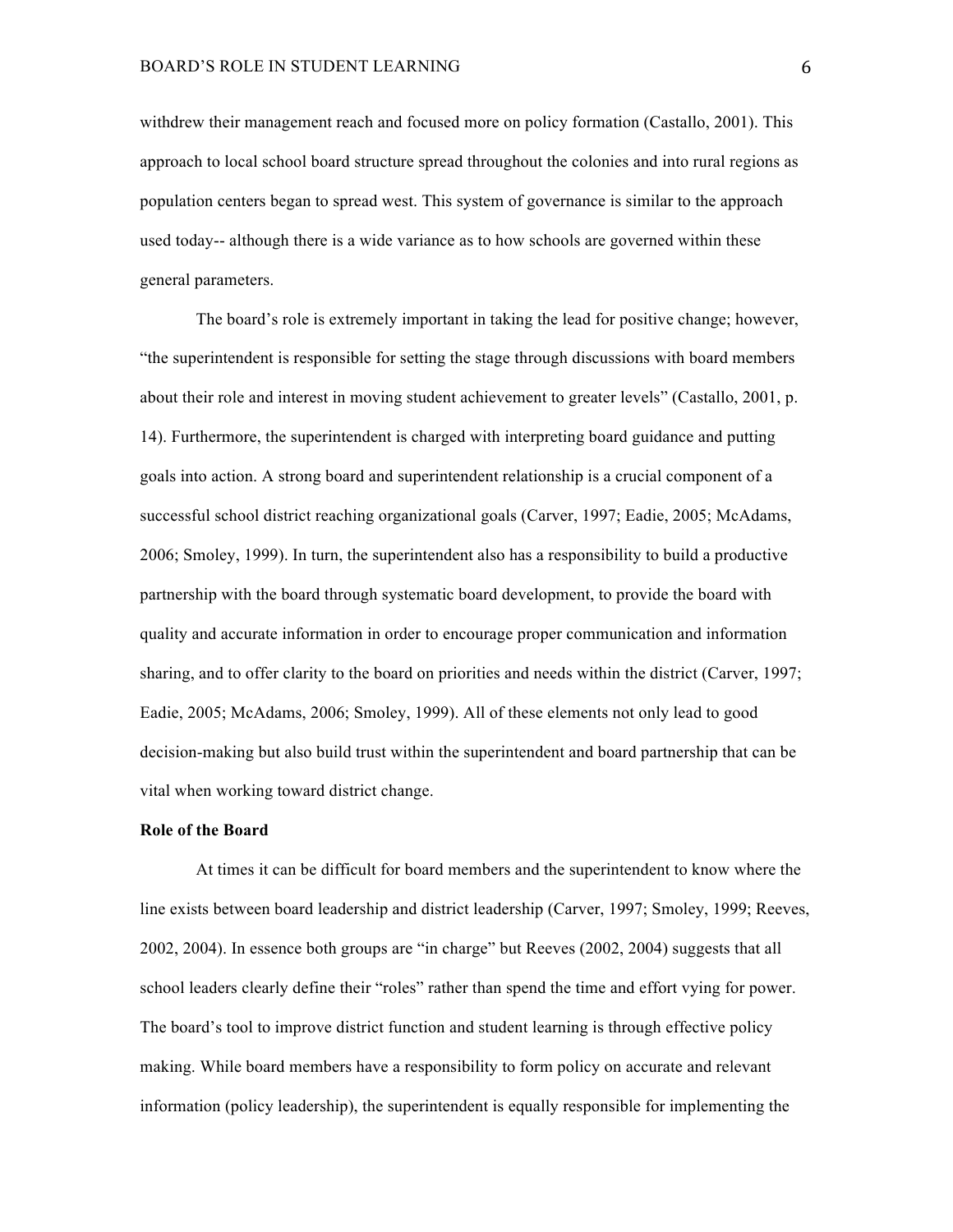withdrew their management reach and focused more on policy formation (Castallo, 2001). This approach to local school board structure spread throughout the colonies and into rural regions as population centers began to spread west. This system of governance is similar to the approach used today-- although there is a wide variance as to how schools are governed within these general parameters.

The board's role is extremely important in taking the lead for positive change; however, "the superintendent is responsible for setting the stage through discussions with board members about their role and interest in moving student achievement to greater levels" (Castallo, 2001, p. 14). Furthermore, the superintendent is charged with interpreting board guidance and putting goals into action. A strong board and superintendent relationship is a crucial component of a successful school district reaching organizational goals (Carver, 1997; Eadie, 2005; McAdams, 2006; Smoley, 1999). In turn, the superintendent also has a responsibility to build a productive partnership with the board through systematic board development, to provide the board with quality and accurate information in order to encourage proper communication and information sharing, and to offer clarity to the board on priorities and needs within the district (Carver, 1997; Eadie, 2005; McAdams, 2006; Smoley, 1999). All of these elements not only lead to good decision-making but also build trust within the superintendent and board partnership that can be vital when working toward district change.

**Role of the Board**

At times it can be difficult for board members and the superintendent to know where the line exists between board leadership and district leadership (Carver, 1997; Smoley, 1999; Reeves, 2002, 2004). In essence both groups are "in charge" but Reeves (2002, 2004) suggests that all school leaders clearly define their "roles" rather than spend the time and effort vying for power. The board's tool to improve district function and student learning is through effective policy making. While board members have a responsibility to form policy on accurate and relevant information (policy leadership), the superintendent is equally responsible for implementing the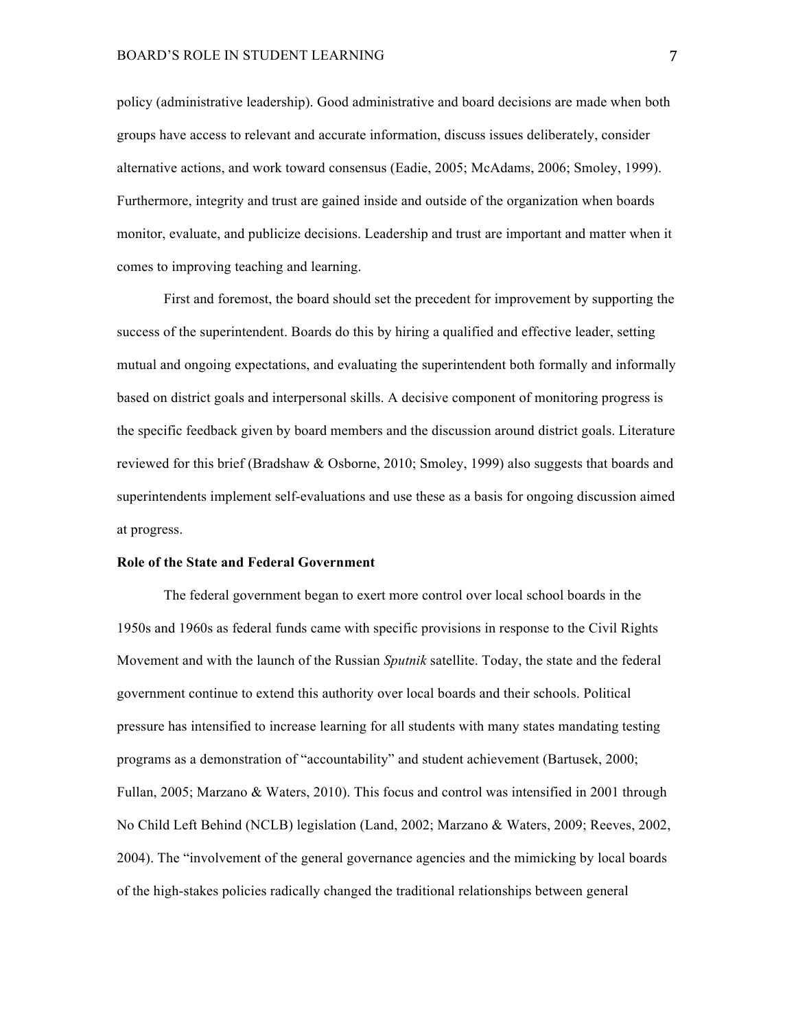policy (administrative leadership). Good administrative and board decisions are made when both groups have access to relevant and accurate information, discuss issues deliberately, consider alternative actions, and work toward consensus (Eadie, 2005; McAdams, 2006; Smoley, 1999). Furthermore, integrity and trust are gained inside and outside of the organization when boards monitor, evaluate, and publicize decisions. Leadership and trust are important and matter when it comes to improving teaching and learning.

First and foremost, the board should set the precedent for improvement by supporting the success of the superintendent. Boards do this by hiring a qualified and effective leader, setting mutual and ongoing expectations, and evaluating the superintendent both formally and informally based on district goals and interpersonal skills. A decisive component of monitoring progress is the specific feedback given by board members and the discussion around district goals. Literature reviewed for this brief (Bradshaw & Osborne, 2010; Smoley, 1999) also suggests that boards and superintendents implement self-evaluations and use these as a basis for ongoing discussion aimed at progress.

**Role of the State and Federal Government**

The federal government began to exert more control over local school boards in the 1950s and 1960s as federal funds came with specific provisions in response to the Civil Rights Movement and with the launch of the Russian *Sputnik* satellite. Today, the state and the federal government continue to extend this authority over local boards and their schools. Political pressure has intensified to increase learning for all students with many states mandating testing programs as a demonstration of "accountability" and student achievement (Bartusek, 2000; Fullan, 2005; Marzano & Waters, 2010). This focus and control was intensified in 2001 through No Child Left Behind (NCLB) legislation (Land, 2002; Marzano & Waters, 2009; Reeves, 2002, 2004). The "involvement of the general governance agencies and the mimicking by local boards of the high-stakes policies radically changed the traditional relationships between general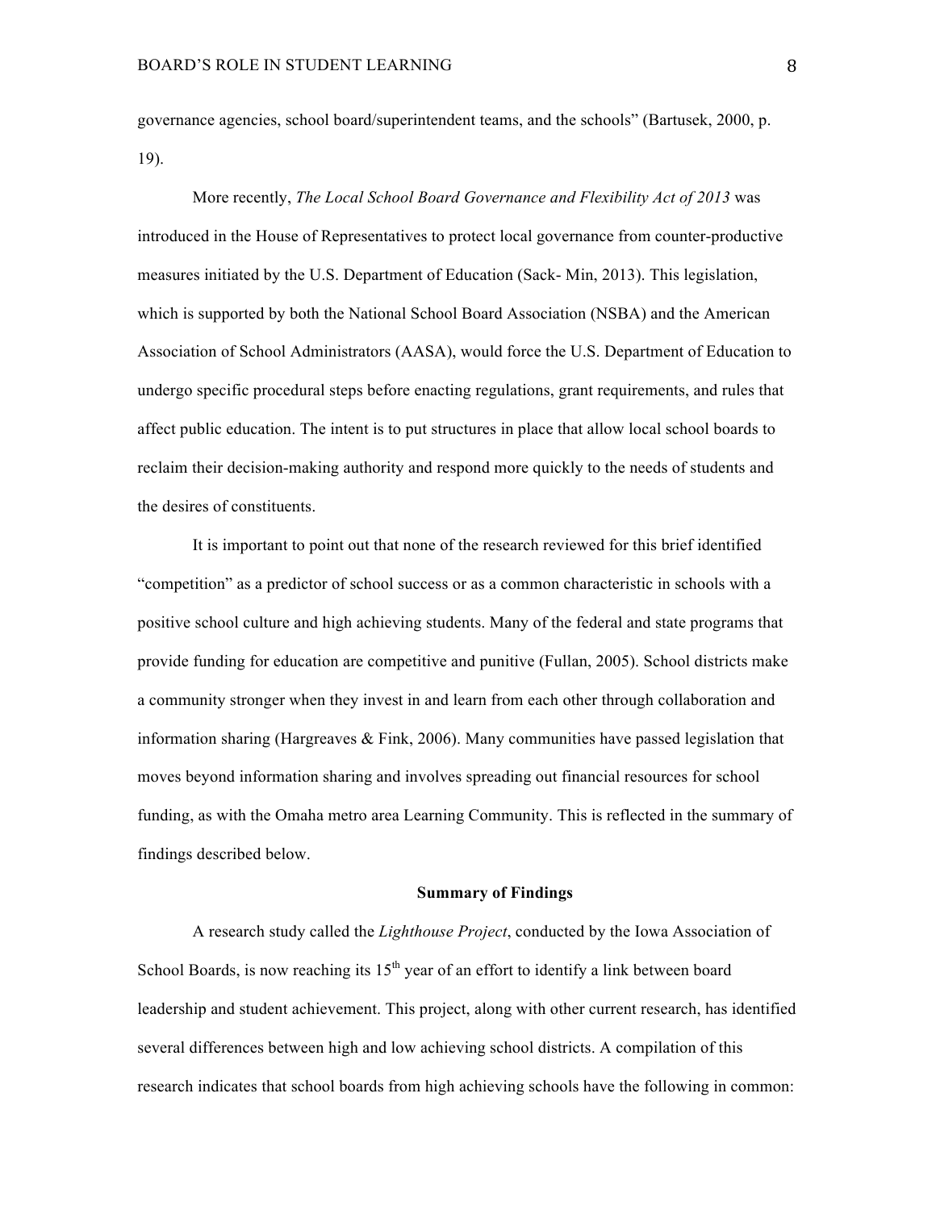governance agencies, school board/superintendent teams, and the schools" (Bartusek, 2000, p. 19).

More recently, *The Local School Board Governance and Flexibility Act of 2013* was introduced in the House of Representatives to protect local governance from counter-productive measures initiated by the U.S. Department of Education (Sack- Min, 2013). This legislation, which is supported by both the National School Board Association (NSBA) and the American Association of School Administrators (AASA), would force the U.S. Department of Education to undergo specific procedural steps before enacting regulations, grant requirements, and rules that affect public education. The intent is to put structures in place that allow local school boards to reclaim their decision-making authority and respond more quickly to the needs of students and the desires of constituents.

It is important to point out that none of the research reviewed for this brief identified "competition" as a predictor of school success or as a common characteristic in schools with a positive school culture and high achieving students. Many of the federal and state programs that provide funding for education are competitive and punitive (Fullan, 2005). School districts make a community stronger when they invest in and learn from each other through collaboration and information sharing (Hargreaves & Fink, 2006). Many communities have passed legislation that moves beyond information sharing and involves spreading out financial resources for school funding, as with the Omaha metro area Learning Community. This is reflected in the summary of findings described below.

## Summary of Findings

A research study called the *Lighthouse Project*, conducted by the Iowa Association of School Boards, is now reaching its 15th year of an effort to identify a link between board leadership and student achievement. This project, along with other current research, has identified several differences between high and low achieving school districts. A compilation of this research indicates that school boards from high achieving schools have the following in common: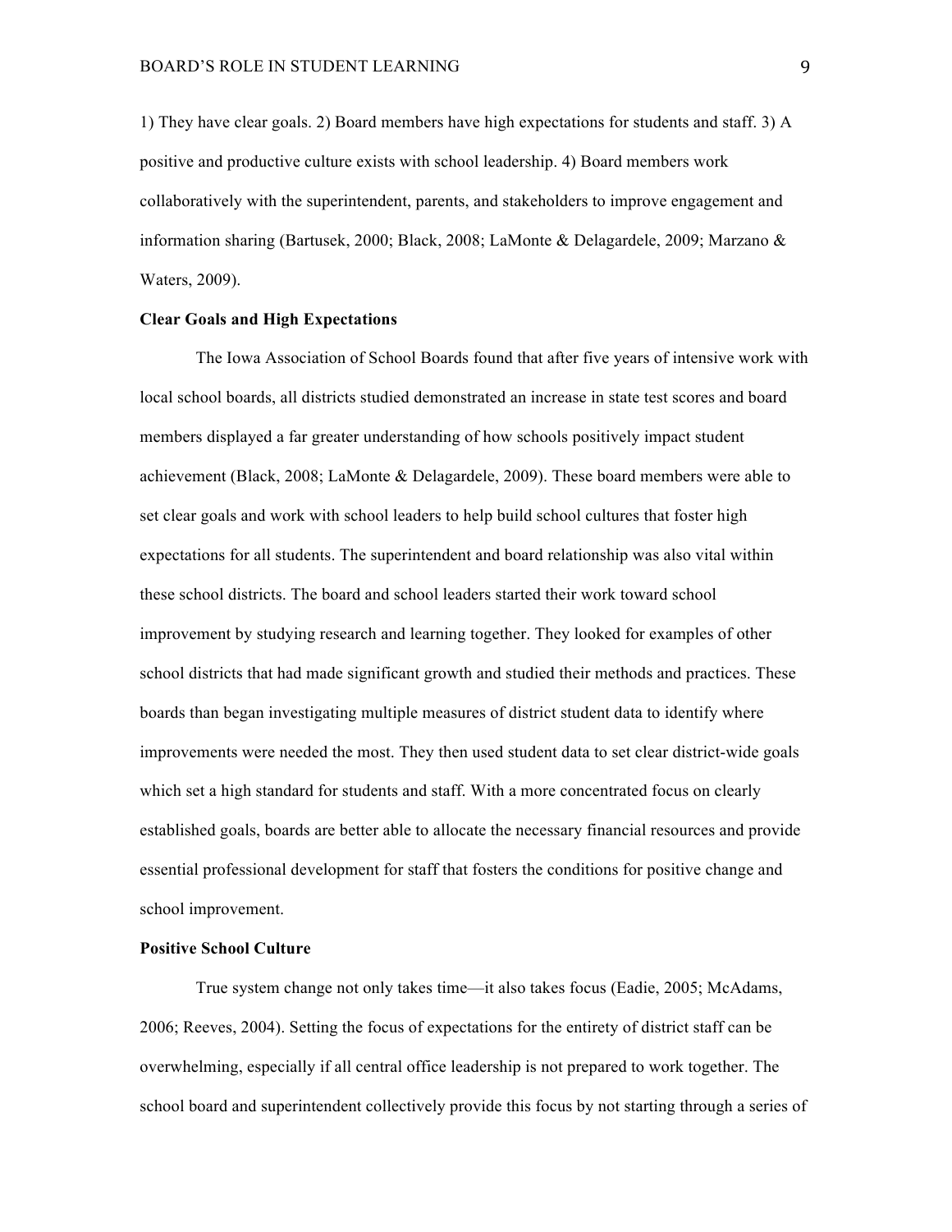1) They have clear goals. 2) Board members have high expectations for students and staff. 3) A positive and productive culture exists with school leadership. 4) Board members work collaboratively with the superintendent, parents, and stakeholders to improve engagement and information sharing (Bartusek, 2000; Black, 2008; LaMonte & Delagardele, 2009; Marzano & Waters, 2009).

**Clear Goals and High Expectations**

The Iowa Association of School Boards found that after five years of intensive work with local school boards, all districts studied demonstrated an increase in state test scores and board members displayed a far greater understanding of how schools positively impact student achievement (Black, 2008; LaMonte & Delagardele, 2009). These board members were able to set clear goals and work with school leaders to help build school cultures that foster high expectations for all students. The superintendent and board relationship was also vital within these school districts. The board and school leaders started their work toward school improvement by studying research and learning together. They looked for examples of other school districts that had made significant growth and studied their methods and practices. These boards than began investigating multiple measures of district student data to identify where improvements were needed the most. They then used student data to set clear district-wide goals which set a high standard for students and staff. With a more concentrated focus on clearly established goals, boards are better able to allocate the necessary financial resources and provide essential professional development for staff that fosters the conditions for positive change and school improvement.

**Positive School Culture**

True system change not only takes time—it also takes focus (Eadie, 2005; McAdams, 2006; Reeves, 2004). Setting the focus of expectations for the entirety of district staff can be overwhelming, especially if all central office leadership is not prepared to work together. The school board and superintendent collectively provide this focus by not starting through a series of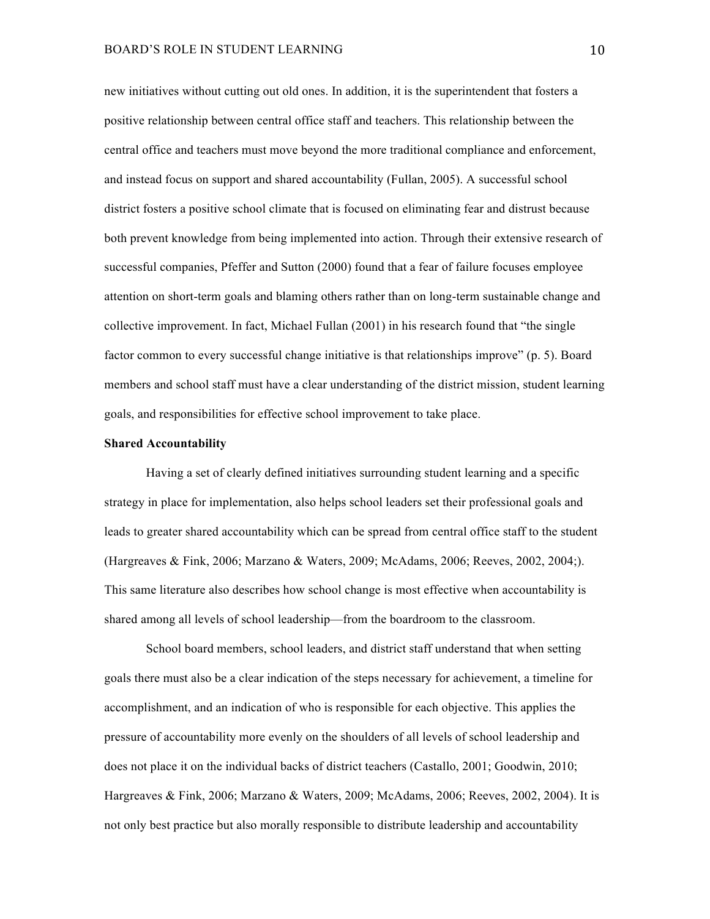new initiatives without cutting out old ones. In addition, it is the superintendent that fosters a positive relationship between central office staff and teachers. This relationship between the central office and teachers must move beyond the more traditional compliance and enforcement, and instead focus on support and shared accountability (Fullan, 2005). A successful school district fosters a positive school climate that is focused on eliminating fear and distrust because both prevent knowledge from being implemented into action. Through their extensive research of successful companies, Pfeffer and Sutton (2000) found that a fear of failure focuses employee attention on short-term goals and blaming others rather than on long-term sustainable change and collective improvement. In fact, Michael Fullan (2001) in his research found that "the single factor common to every successful change initiative is that relationships improve" (p. 5). Board members and school staff must have a clear understanding of the district mission, student learning goals, and responsibilities for effective school improvement to take place.

**Shared Accountability**

Having a set of clearly defined initiatives surrounding student learning and a specific strategy in place for implementation, also helps school leaders set their professional goals and leads to greater shared accountability which can be spread from central office staff to the student (Hargreaves & Fink, 2006; Marzano & Waters, 2009; McAdams, 2006; Reeves, 2002, 2004;). This same literature also describes how school change is most effective when accountability is shared among all levels of school leadership—from the boardroom to the classroom.

School board members, school leaders, and district staff understand that when setting goals there must also be a clear indication of the steps necessary for achievement, a timeline for accomplishment, and an indication of who is responsible for each objective. This applies the pressure of accountability more evenly on the shoulders of all levels of school leadership and does not place it on the individual backs of district teachers (Castallo, 2001; Goodwin, 2010; Hargreaves & Fink, 2006; Marzano & Waters, 2009; McAdams, 2006; Reeves, 2002, 2004). It is not only best practice but also morally responsible to distribute leadership and accountability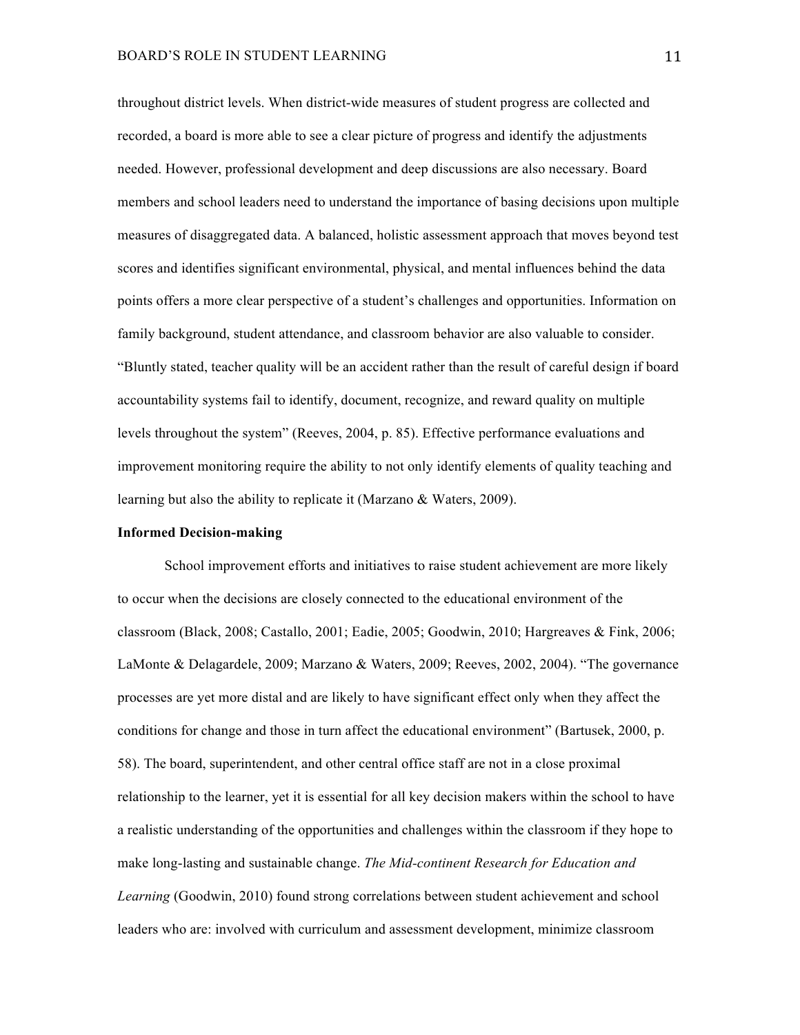throughout district levels. When district-wide measures of student progress are collected and recorded, a board is more able to see a clear picture of progress and identify the adjustments needed. However, professional development and deep discussions are also necessary. Board members and school leaders need to understand the importance of basing decisions upon multiple measures of disaggregated data. A balanced, holistic assessment approach that moves beyond test scores and identifies significant environmental, physical, and mental influences behind the data points offers a more clear perspective of a student's challenges and opportunities. Information on family background, student attendance, and classroom behavior are also valuable to consider. "Bluntly stated, teacher quality will be an accident rather than the result of careful design if board accountability systems fail to identify, document, recognize, and reward quality on multiple levels throughout the system" (Reeves, 2004, p. 85). Effective performance evaluations and improvement monitoring require the ability to not only identify elements of quality teaching and learning but also the ability to replicate it (Marzano & Waters, 2009).

**Informed Decision-making**

School improvement efforts and initiatives to raise student achievement are more likely to occur when the decisions are closely connected to the educational environment of the classroom (Black, 2008; Castallo, 2001; Eadie, 2005; Goodwin, 2010; Hargreaves & Fink, 2006; LaMonte & Delagardele, 2009; Marzano & Waters, 2009; Reeves, 2002, 2004). "The governance processes are yet more distal and are likely to have significant effect only when they affect the conditions for change and those in turn affect the educational environment" (Bartusek, 2000, p. 58). The board, superintendent, and other central office staff are not in a close proximal relationship to the learner, yet it is essential for all key decision makers within the school to have a realistic understanding of the opportunities and challenges within the classroom if they hope to make long-lasting and sustainable change. *The Mid-continent Research for Education and Learning* (Goodwin, 2010) found strong correlations between student achievement and school leaders who are: involved with curriculum and assessment development, minimize classroom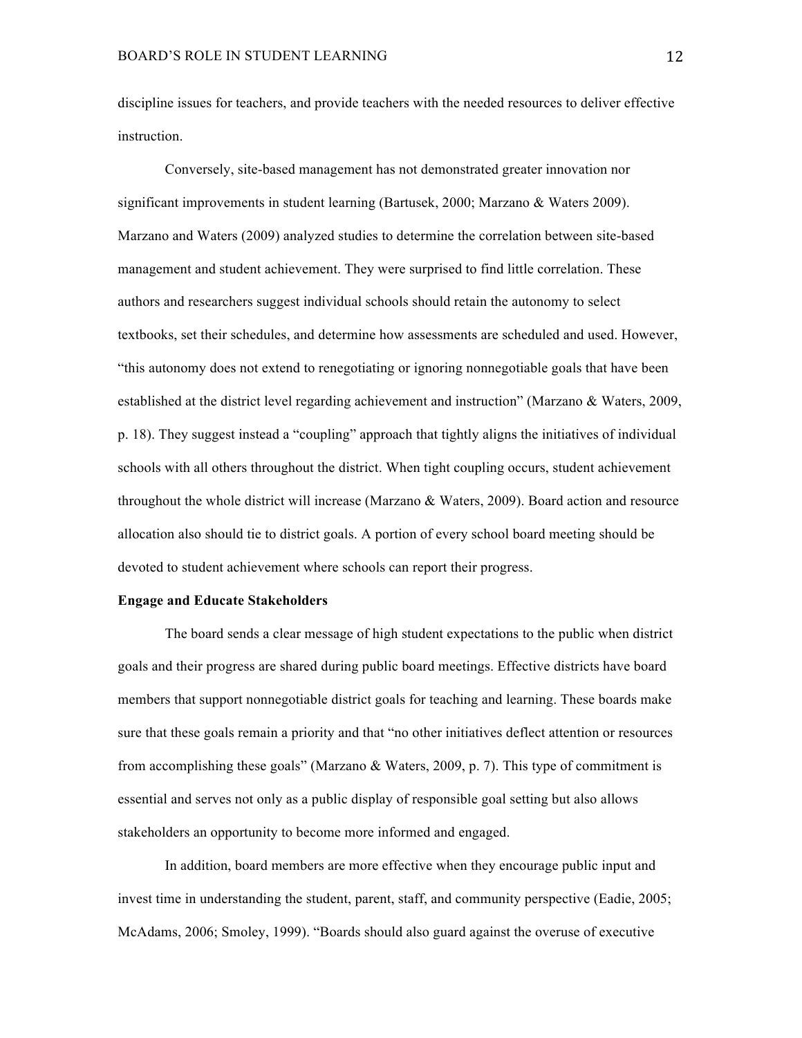discipline issues for teachers, and provide teachers with the needed resources to deliver effective instruction.

Conversely, site-based management has not demonstrated greater innovation nor significant improvements in student learning (Bartusek, 2000; Marzano & Waters 2009). Marzano and Waters (2009) analyzed studies to determine the correlation between site-based management and student achievement. They were surprised to find little correlation. These authors and researchers suggest individual schools should retain the autonomy to select textbooks, set their schedules, and determine how assessments are scheduled and used. However, "this autonomy does not extend to renegotiating or ignoring nonnegotiable goals that have been established at the district level regarding achievement and instruction" (Marzano & Waters, 2009, p. 18). They suggest instead a "coupling" approach that tightly aligns the initiatives of individual schools with all others throughout the district. When tight coupling occurs, student achievement throughout the whole district will increase (Marzano & Waters, 2009). Board action and resource allocation also should tie to district goals. A portion of every school board meeting should be devoted to student achievement where schools can report their progress.

**Engage and Educate Stakeholders**

The board sends a clear message of high student expectations to the public when district goals and their progress are shared during public board meetings. Effective districts have board members that support nonnegotiable district goals for teaching and learning. These boards make sure that these goals remain a priority and that "no other initiatives deflect attention or resources from accomplishing these goals" (Marzano & Waters, 2009, p. 7). This type of commitment is essential and serves not only as a public display of responsible goal setting but also allows stakeholders an opportunity to become more informed and engaged.

In addition, board members are more effective when they encourage public input and invest time in understanding the student, parent, staff, and community perspective (Eadie, 2005; McAdams, 2006; Smoley, 1999). "Boards should also guard against the overuse of executive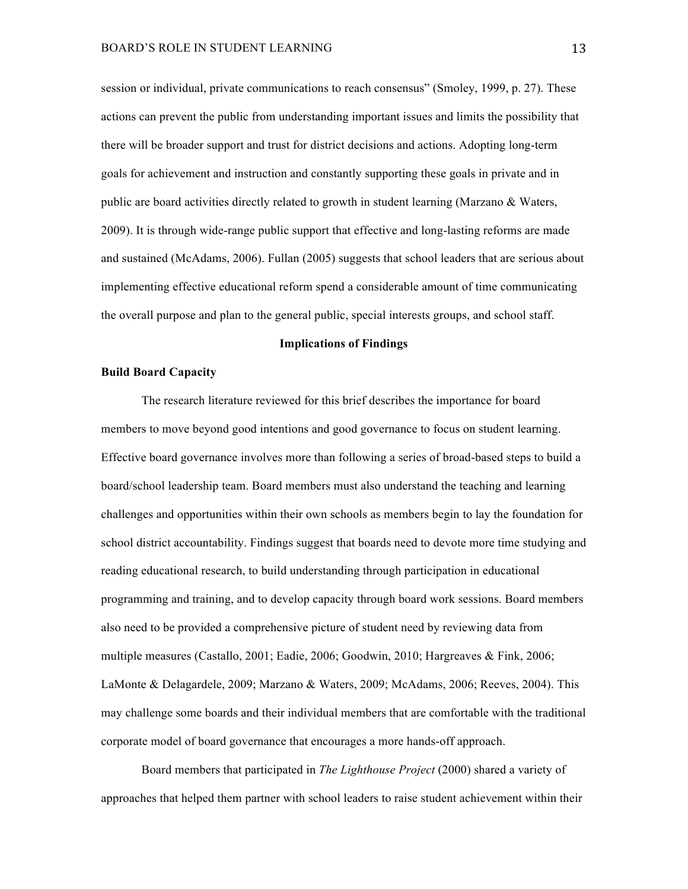session or individual, private communications to reach consensus" (Smoley, 1999, p. 27). These actions can prevent the public from understanding important issues and limits the possibility that there will be broader support and trust for district decisions and actions. Adopting long-term goals for achievement and instruction and constantly supporting these goals in private and in public are board activities directly related to growth in student learning (Marzano & Waters, 2009). It is through wide-range public support that effective and long-lasting reforms are made and sustained (McAdams, 2006). Fullan (2005) suggests that school leaders that are serious about implementing effective educational reform spend a considerable amount of time communicating the overall purpose and plan to the general public, special interests groups, and school staff.

## Implications of Findings

### Build Board Capacity

The research literature reviewed for this brief describes the importance for board members to move beyond good intentions and good governance to focus on student learning. Effective board governance involves more than following a series of broad-based steps to build a board/school leadership team. Board members must also understand the teaching and learning challenges and opportunities within their own schools as members begin to lay the foundation for school district accountability. Findings suggest that boards need to devote more time studying and reading educational research, to build understanding through participation in educational programming and training, and to develop capacity through board work sessions. Board members also need to be provided a comprehensive picture of student need by reviewing data from multiple measures (Castallo, 2001; Eadie, 2006; Goodwin, 2010; Hargreaves & Fink, 2006; LaMonte & Delagardele, 2009; Marzano & Waters, 2009; McAdams, 2006; Reeves, 2004). This may challenge some boards and their individual members that are comfortable with the traditional corporate model of board governance that encourages a more hands-off approach.

Board members that participated in *The Lighthouse Project* (2000) shared a variety of approaches that helped them partner with school leaders to raise student achievement within their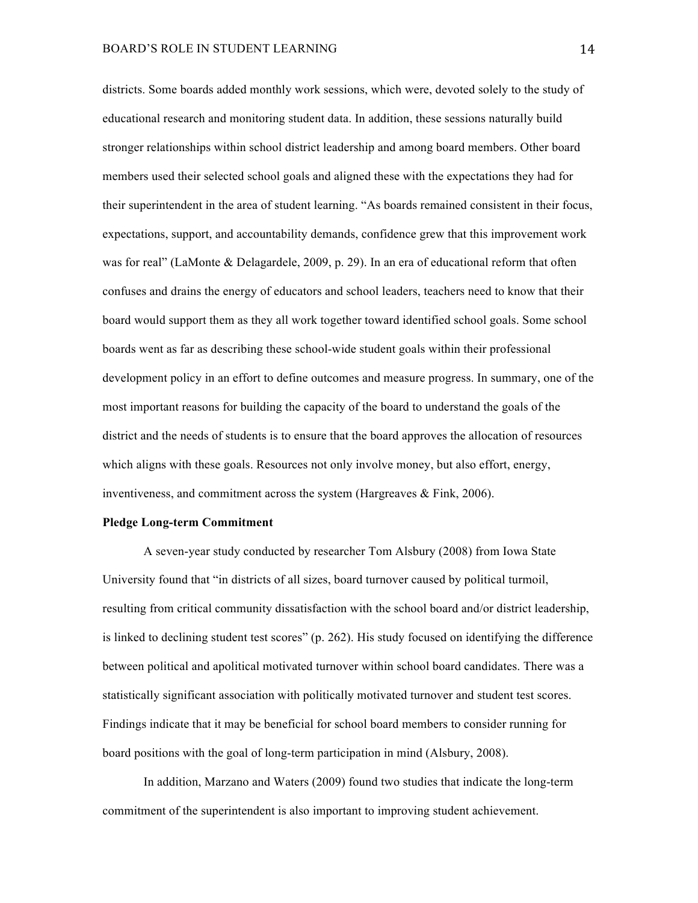districts. Some boards added monthly work sessions, which were, devoted solely to the study of educational research and monitoring student data. In addition, these sessions naturally build stronger relationships within school district leadership and among board members. Other board members used their selected school goals and aligned these with the expectations they had for their superintendent in the area of student learning. "As boards remained consistent in their focus, expectations, support, and accountability demands, confidence grew that this improvement work was for real" (LaMonte & Delagardele, 2009, p. 29). In an era of educational reform that often confuses and drains the energy of educators and school leaders, teachers need to know that their board would support them as they all work together toward identified school goals. Some school boards went as far as describing these school-wide student goals within their professional development policy in an effort to define outcomes and measure progress. In summary, one of the most important reasons for building the capacity of the board to understand the goals of the district and the needs of students is to ensure that the board approves the allocation of resources which aligns with these goals. Resources not only involve money, but also effort, energy, inventiveness, and commitment across the system (Hargreaves & Fink, 2006).

**Pledge Long-term Commitment**

A seven-year study conducted by researcher Tom Alsbury (2008) from Iowa State University found that "in districts of all sizes, board turnover caused by political turmoil, resulting from critical community dissatisfaction with the school board and/or district leadership, is linked to declining student test scores" (p. 262). His study focused on identifying the difference between political and apolitical motivated turnover within school board candidates. There was a statistically significant association with politically motivated turnover and student test scores. Findings indicate that it may be beneficial for school board members to consider running for board positions with the goal of long-term participation in mind (Alsbury, 2008).

In addition, Marzano and Waters (2009) found two studies that indicate the long-term commitment of the superintendent is also important to improving student achievement.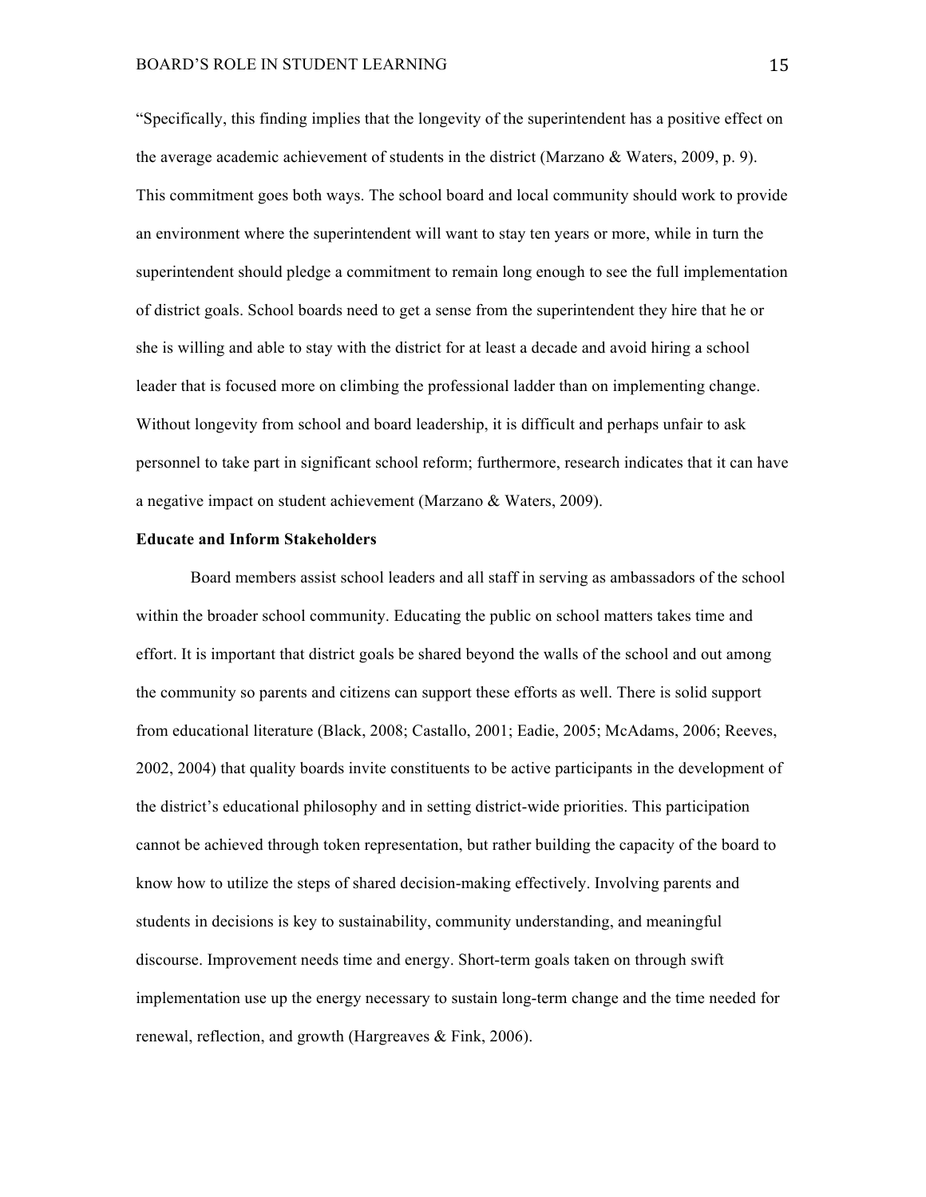"Specifically, this finding implies that the longevity of the superintendent has a positive effect on the average academic achievement of students in the district (Marzano & Waters, 2009, p. 9). This commitment goes both ways. The school board and local community should work to provide an environment where the superintendent will want to stay ten years or more, while in turn the superintendent should pledge a commitment to remain long enough to see the full implementation of district goals. School boards need to get a sense from the superintendent they hire that he or she is willing and able to stay with the district for at least a decade and avoid hiring a school leader that is focused more on climbing the professional ladder than on implementing change. Without longevity from school and board leadership, it is difficult and perhaps unfair to ask personnel to take part in significant school reform; furthermore, research indicates that it can have a negative impact on student achievement (Marzano & Waters, 2009).

**Educate and Inform Stakeholders**

Board members assist school leaders and all staff in serving as ambassadors of the school within the broader school community. Educating the public on school matters takes time and effort. It is important that district goals be shared beyond the walls of the school and out among the community so parents and citizens can support these efforts as well. There is solid support from educational literature (Black, 2008; Castallo, 2001; Eadie, 2005; McAdams, 2006; Reeves, 2002, 2004) that quality boards invite constituents to be active participants in the development of the district's educational philosophy and in setting district-wide priorities. This participation cannot be achieved through token representation, but rather building the capacity of the board to know how to utilize the steps of shared decision-making effectively. Involving parents and students in decisions is key to sustainability, community understanding, and meaningful discourse. Improvement needs time and energy. Short-term goals taken on through swift implementation use up the energy necessary to sustain long-term change and the time needed for renewal, reflection, and growth (Hargreaves & Fink, 2006).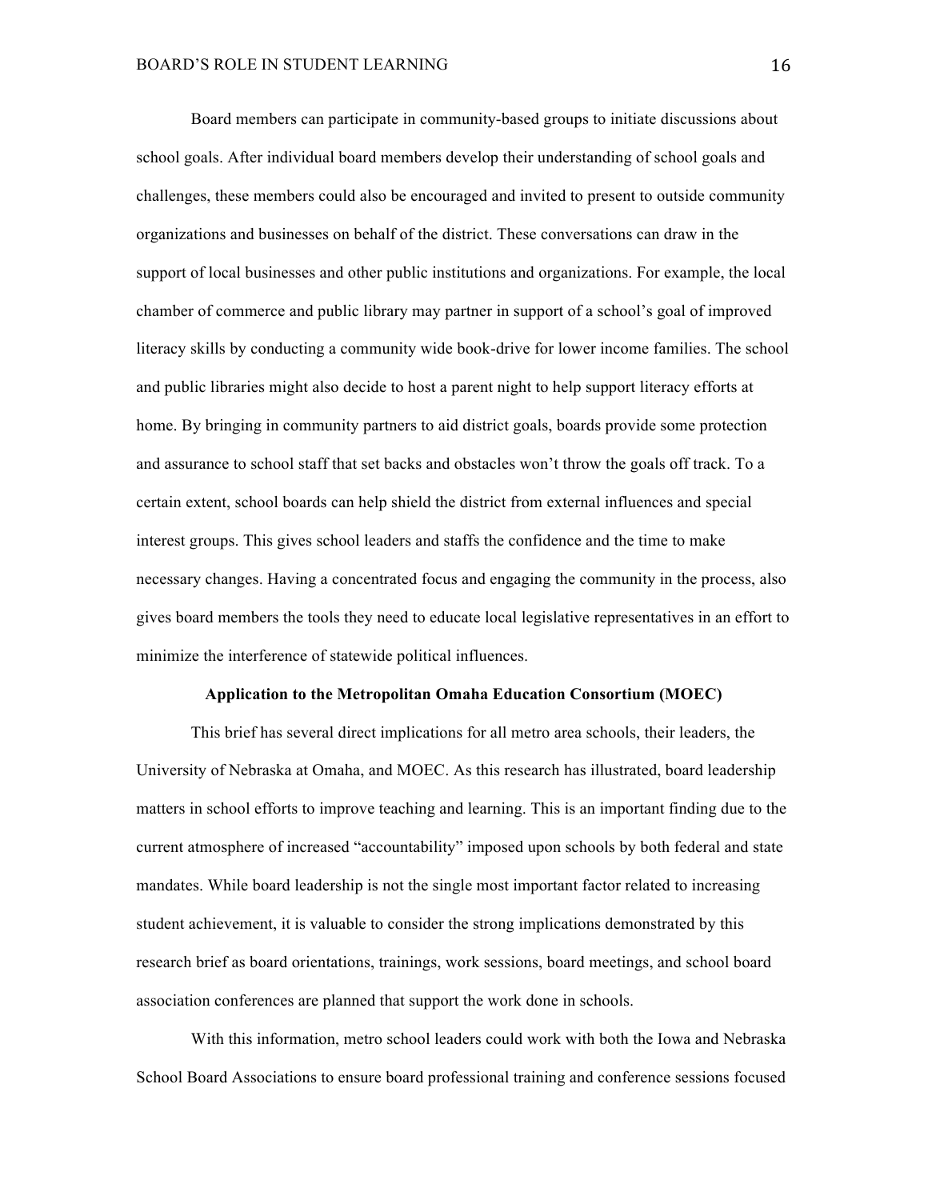Board members can participate in community-based groups to initiate discussions about school goals. After individual board members develop their understanding of school goals and challenges, these members could also be encouraged and invited to present to outside community organizations and businesses on behalf of the district. These conversations can draw in the support of local businesses and other public institutions and organizations. For example, the local chamber of commerce and public library may partner in support of a school's goal of improved literacy skills by conducting a community wide book-drive for lower income families. The school and public libraries might also decide to host a parent night to help support literacy efforts at home. By bringing in community partners to aid district goals, boards provide some protection and assurance to school staff that set backs and obstacles won't throw the goals off track. To a certain extent, school boards can help shield the district from external influences and special interest groups. This gives school leaders and staffs the confidence and the time to make necessary changes. Having a concentrated focus and engaging the community in the process, also gives board members the tools they need to educate local legislative representatives in an effort to minimize the interference of statewide political influences.

## Application to the Metropolitan Omaha Education Consortium (MOEC)

This brief has several direct implications for all metro area schools, their leaders, the University of Nebraska at Omaha, and MOEC. As this research has illustrated, board leadership matters in school efforts to improve teaching and learning. This is an important finding due to the current atmosphere of increased "accountability" imposed upon schools by both federal and state mandates. While board leadership is not the single most important factor related to increasing student achievement, it is valuable to consider the strong implications demonstrated by this research brief as board orientations, trainings, work sessions, board meetings, and school board association conferences are planned that support the work done in schools.

With this information, metro school leaders could work with both the Iowa and Nebraska School Board Associations to ensure board professional training and conference sessions focused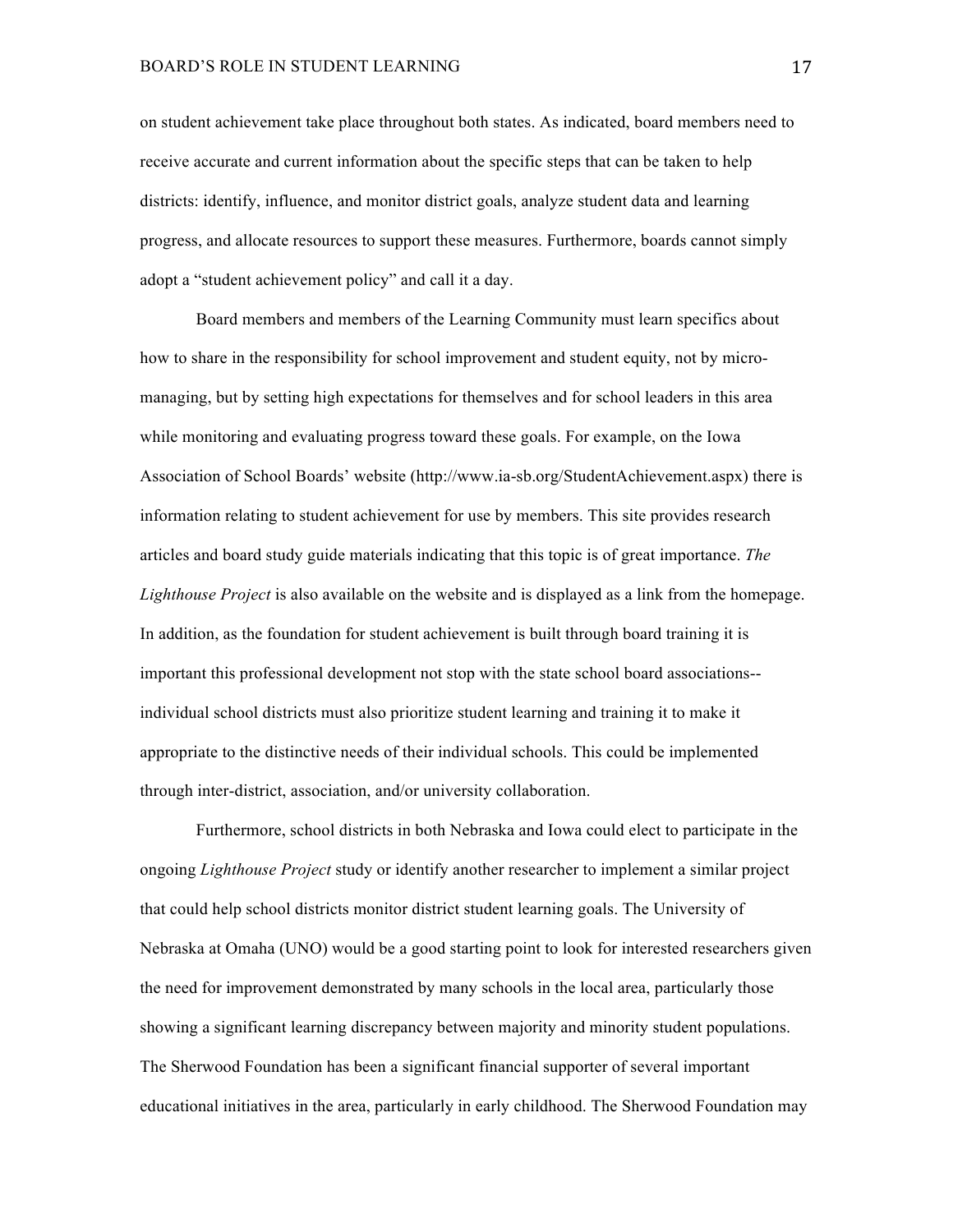on student achievement take place throughout both states. As indicated, board members need to receive accurate and current information about the specific steps that can be taken to help districts: identify, influence, and monitor district goals, analyze student data and learning progress, and allocate resources to support these measures. Furthermore, boards cannot simply adopt a "student achievement policy" and call it a day.

Board members and members of the Learning Community must learn specifics about how to share in the responsibility for school improvement and student equity, not by micro-managing, but by setting high expectations for themselves and for school leaders in this area while monitoring and evaluating progress toward these goals. For example, on the Iowa Association of School Boards' website (http://www.ia-sb.org/StudentAchievement.aspx) there is information relating to student achievement for use by members. This site provides research articles and board study guide materials indicating that this topic is of great importance. *The Lighthouse Project* is also available on the website and is displayed as a link from the homepage. In addition, as the foundation for student achievement is built through board training it is important this professional development not stop with the state school board associations--individual school districts must also prioritize student learning and training it to make it appropriate to the distinctive needs of their individual schools. This could be implemented through inter-district, association, and/or university collaboration.

Furthermore, school districts in both Nebraska and Iowa could elect to participate in the ongoing *Lighthouse Project* study or identify another researcher to implement a similar project that could help school districts monitor district student learning goals. The University of Nebraska at Omaha (UNO) would be a good starting point to look for interested researchers given the need for improvement demonstrated by many schools in the local area, particularly those showing a significant learning discrepancy between majority and minority student populations. The Sherwood Foundation has been a significant financial supporter of several important educational initiatives in the area, particularly in early childhood. The Sherwood Foundation may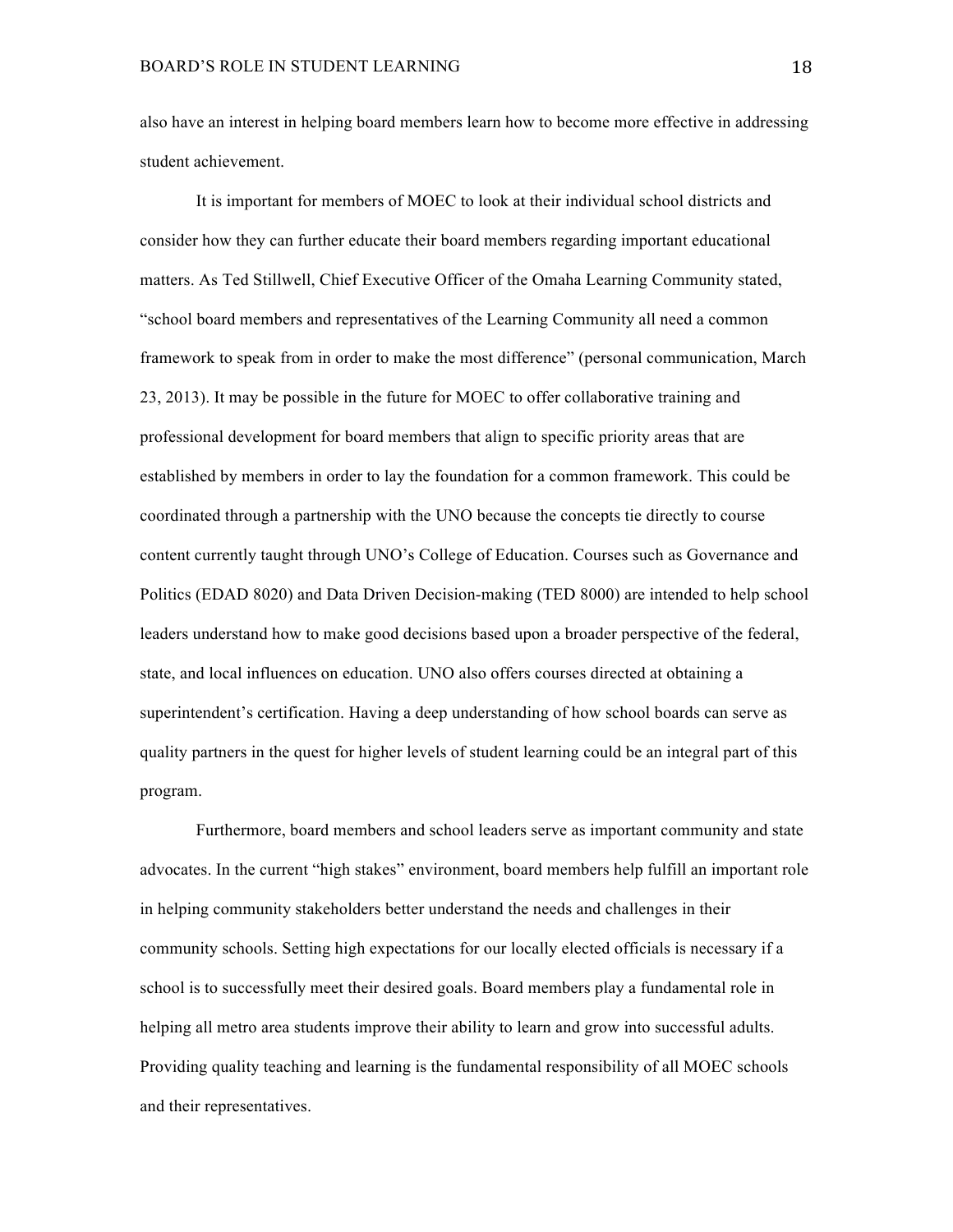also have an interest in helping board members learn how to become more effective in addressing student achievement.

It is important for members of MOEC to look at their individual school districts and consider how they can further educate their board members regarding important educational matters. As Ted Stillwell, Chief Executive Officer of the Omaha Learning Community stated, "school board members and representatives of the Learning Community all need a common framework to speak from in order to make the most difference" (personal communication, March 23, 2013). It may be possible in the future for MOEC to offer collaborative training and professional development for board members that align to specific priority areas that are established by members in order to lay the foundation for a common framework. This could be coordinated through a partnership with the UNO because the concepts tie directly to course content currently taught through UNO's College of Education. Courses such as Governance and Politics (EDAD 8020) and Data Driven Decision-making (TED 8000) are intended to help school leaders understand how to make good decisions based upon a broader perspective of the federal, state, and local influences on education. UNO also offers courses directed at obtaining a superintendent's certification. Having a deep understanding of how school boards can serve as quality partners in the quest for higher levels of student learning could be an integral part of this program.

Furthermore, board members and school leaders serve as important community and state advocates. In the current "high stakes" environment, board members help fulfill an important role in helping community stakeholders better understand the needs and challenges in their community schools. Setting high expectations for our locally elected officials is necessary if a school is to successfully meet their desired goals. Board members play a fundamental role in helping all metro area students improve their ability to learn and grow into successful adults. Providing quality teaching and learning is the fundamental responsibility of all MOEC schools and their representatives.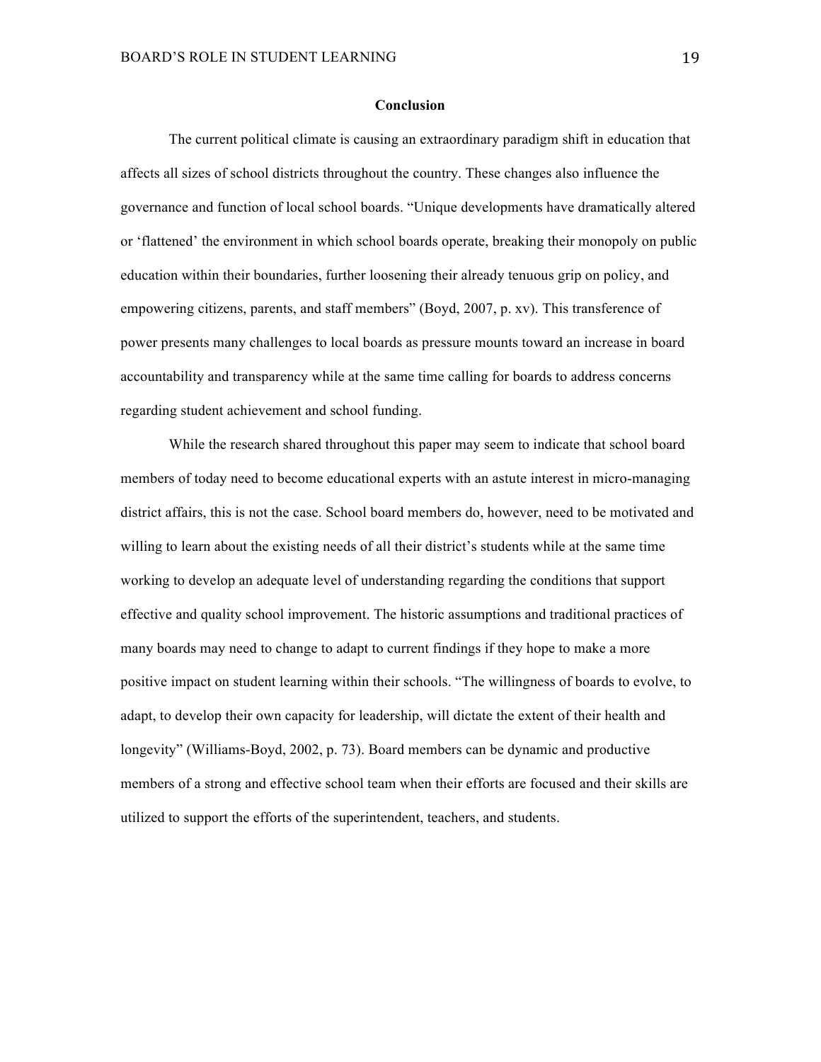## Conclusion

The current political climate is causing an extraordinary paradigm shift in education that affects all sizes of school districts throughout the country. These changes also influence the governance and function of local school boards. "Unique developments have dramatically altered or 'flattened' the environment in which school boards operate, breaking their monopoly on public education within their boundaries, further loosening their already tenuous grip on policy, and empowering citizens, parents, and staff members" (Boyd, 2007, p. xv). This transference of power presents many challenges to local boards as pressure mounts toward an increase in board accountability and transparency while at the same time calling for boards to address concerns regarding student achievement and school funding.

While the research shared throughout this paper may seem to indicate that school board members of today need to become educational experts with an astute interest in micro-managing district affairs, this is not the case. School board members do, however, need to be motivated and willing to learn about the existing needs of all their district's students while at the same time working to develop an adequate level of understanding regarding the conditions that support effective and quality school improvement. The historic assumptions and traditional practices of many boards may need to change to adapt to current findings if they hope to make a more positive impact on student learning within their schools. "The willingness of boards to evolve, to adapt, to develop their own capacity for leadership, will dictate the extent of their health and longevity" (Williams-Boyd, 2002, p. 73). Board members can be dynamic and productive members of a strong and effective school team when their efforts are focused and their skills are utilized to support the efforts of the superintendent, teachers, and students.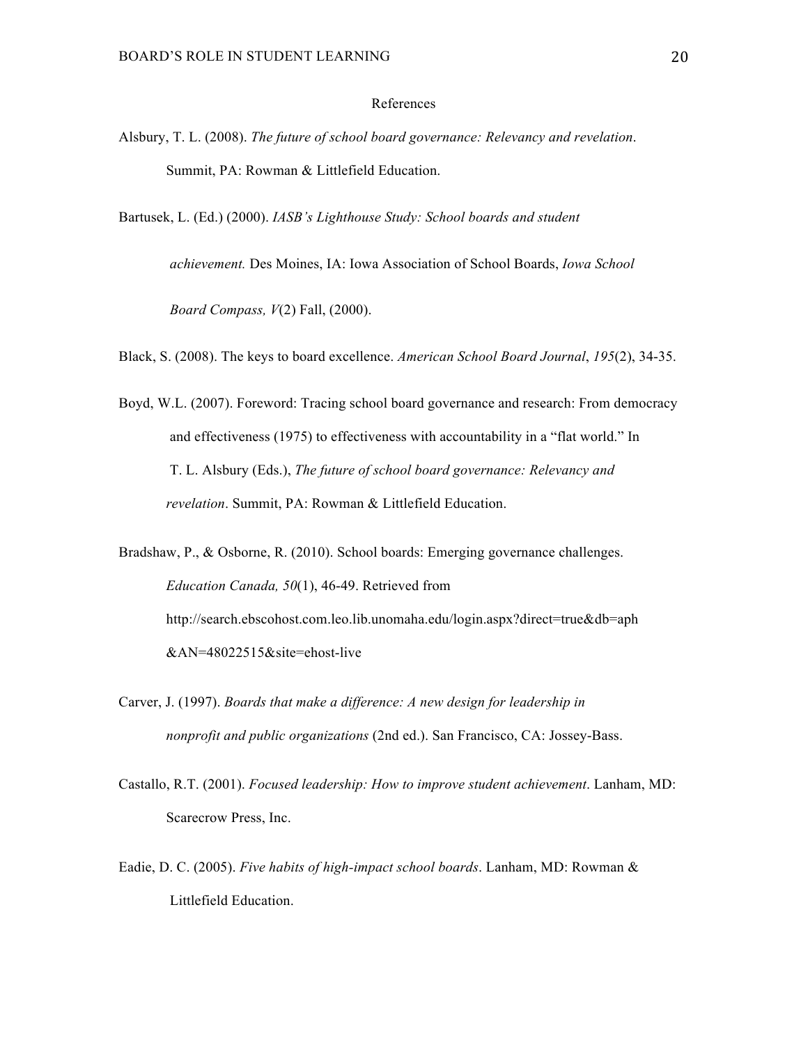# References

Alsbury, T. L. (2008). *The future of school board governance: Relevancy and revelation*. Summit, PA: Rowman & Littlefield Education.

Bartusek, L. (Ed.) (2000). *IASB's Lighthouse Study: School boards and student achievement.* Des Moines, IA: Iowa Association of School Boards, *Iowa School Board Compass, V*(2) Fall, (2000).

Black, S. (2008). The keys to board excellence. *American School Board Journal*, *195*(2), 34-35.

Boyd, W.L. (2007). Foreword: Tracing school board governance and research: From democracy and effectiveness (1975) to effectiveness with accountability in a "flat world." In T. L. Alsbury (Eds.), *The future of school board governance: Relevancy and revelation*. Summit, PA: Rowman & Littlefield Education.

Bradshaw, P., & Osborne, R. (2010). School boards: Emerging governance challenges. *Education Canada, 50*(1), 46-49. Retrieved from http://search.ebscohost.com.leo.lib.unomaha.edu/login.aspx?direct=true&db=aph&AN=48022515&site=ehost-live

Carver, J. (1997). *Boards that make a difference: A new design for leadership in nonprofit and public organizations* (2nd ed.). San Francisco, CA: Jossey-Bass.

Castallo, R.T. (2001). *Focused leadership: How to improve student achievement*. Lanham, MD: Scarecrow Press, Inc.

Eadie, D. C. (2005). *Five habits of high-impact school boards*. Lanham, MD: Rowman & Littlefield Education.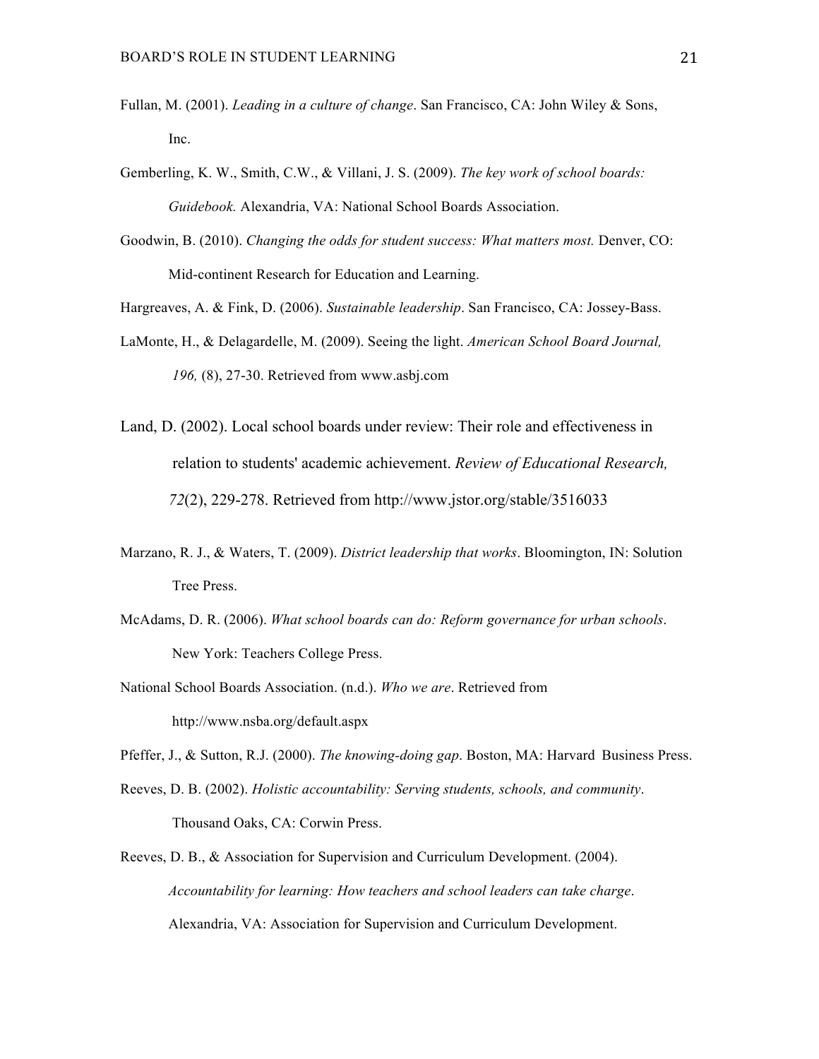Fullan, M. (2001). *Leading in a culture of change*. San Francisco, CA: John Wiley & Sons, Inc.

Gemberling, K. W., Smith, C.W., & Villani, J. S. (2009). *The key work of school boards: Guidebook.* Alexandria, VA: National School Boards Association.

Goodwin, B. (2010). *Changing the odds for student success: What matters most.* Denver, CO: Mid-continent Research for Education and Learning.

Hargreaves, A. & Fink, D. (2006). *Sustainable leadership*. San Francisco, CA: Jossey-Bass.

LaMonte, H., & Delagardelle, M. (2009). Seeing the light. *American School Board Journal, 196,* (8), 27-30. Retrieved from www.asbj.com

Land, D. (2002). Local school boards under review: Their role and effectiveness in relation to students' academic achievement. *Review of Educational Research, 72*(2), 229-278. Retrieved from http://www.jstor.org/stable/3516033

Marzano, R. J., & Waters, T. (2009). *District leadership that works*. Bloomington, IN: Solution Tree Press.

McAdams, D. R. (2006). *What school boards can do: Reform governance for urban schools*. New York: Teachers College Press.

National School Boards Association. (n.d.). *Who we are*. Retrieved from http://www.nsba.org/default.aspx

Pfeffer, J., & Sutton, R.J. (2000). *The knowing-doing gap*. Boston, MA: Harvard Business Press.

Reeves, D. B. (2002). *Holistic accountability: Serving students, schools, and community*. Thousand Oaks, CA: Corwin Press.

Reeves, D. B., & Association for Supervision and Curriculum Development. (2004). *Accountability for learning: How teachers and school leaders can take charge*. Alexandria, VA: Association for Supervision and Curriculum Development.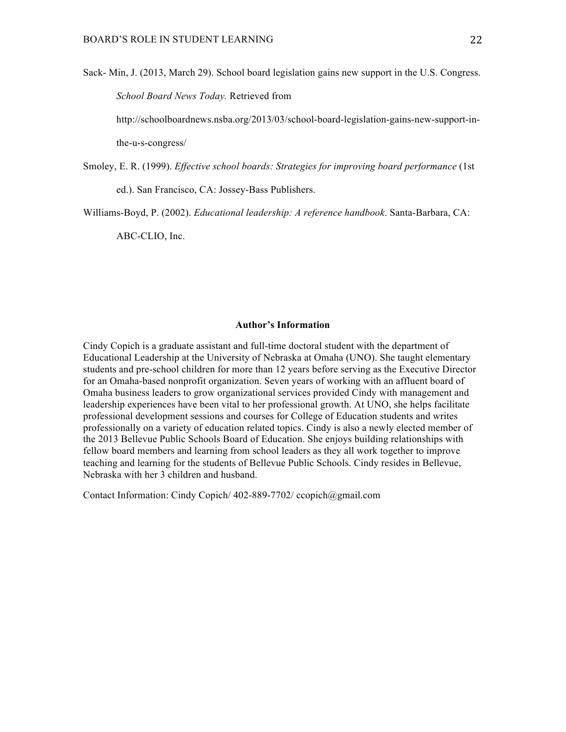Sack- Min, J. (2013, March 29). School board legislation gains new support in the U.S. Congress. *School Board News Today.* Retrieved from http://schoolboardnews.nsba.org/2013/03/school-board-legislation-gains-new-support-in-the-u-s-congress/

Smoley, E. R. (1999). *Effective school boards: Strategies for improving board performance* (1st ed.). San Francisco, CA: Jossey-Bass Publishers.

Williams-Boyd, P. (2002). *Educational leadership: A reference handbook*. Santa-Barbara, CA: ABC-CLIO, Inc.

**Author's Information**

Cindy Copich is a graduate assistant and full-time doctoral student with the department of Educational Leadership at the University of Nebraska at Omaha (UNO). She taught elementary students and pre-school children for more than 12 years before serving as the Executive Director for an Omaha-based nonprofit organization. Seven years of working with an affluent board of Omaha business leaders to grow organizational services provided Cindy with management and leadership experiences have been vital to her professional growth. At UNO, she helps facilitate professional development sessions and courses for College of Education students and writes professionally on a variety of education related topics. Cindy is also a newly elected member of the 2013 Bellevue Public Schools Board of Education. She enjoys building relationships with fellow board members and learning from school leaders as they all work together to improve teaching and learning for the students of Bellevue Public Schools. Cindy resides in Bellevue, Nebraska with her 3 children and husband.

Contact Information: Cindy Copich/ 402-889-7702/ ccopich@gmail.com